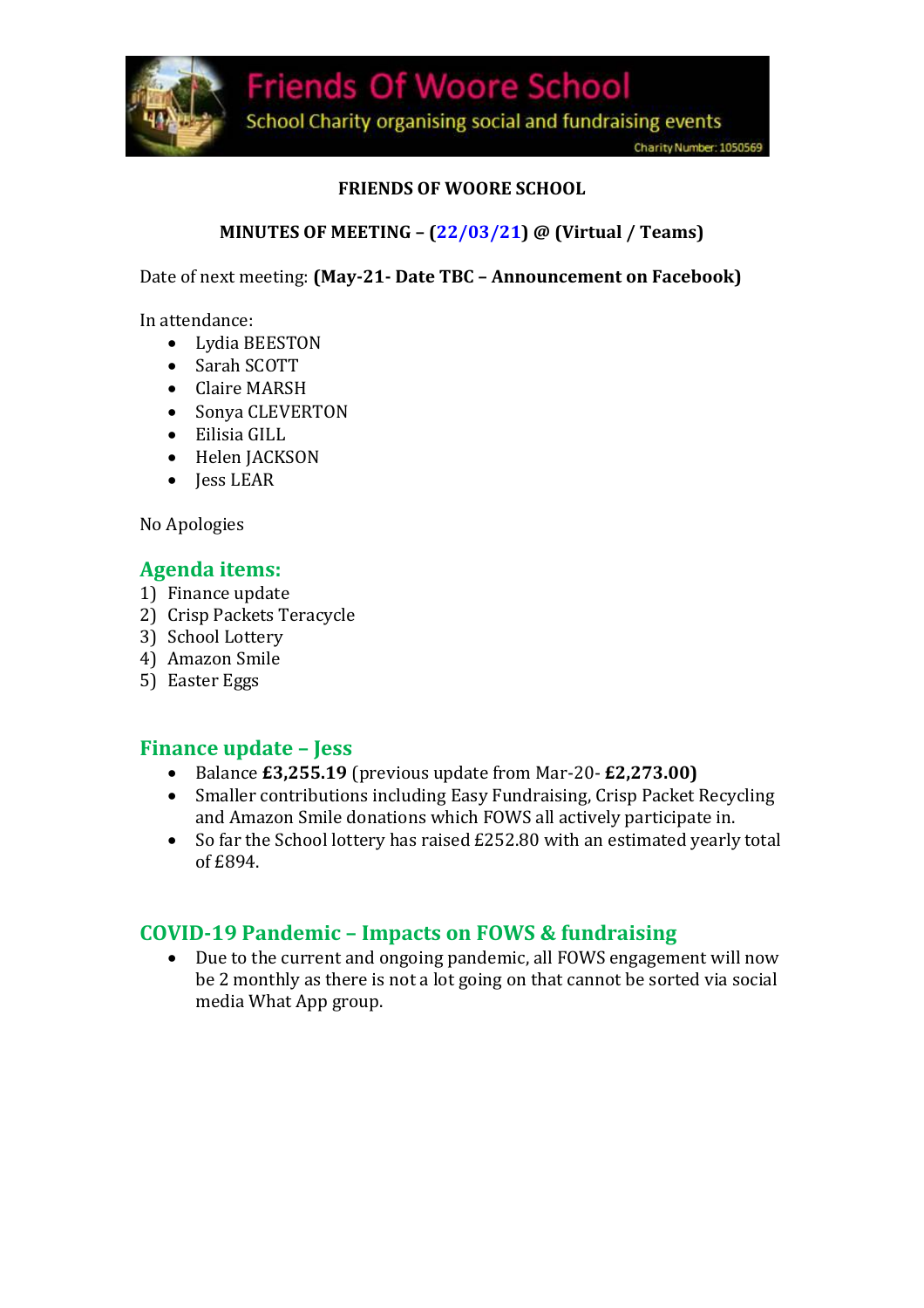Friends Of Woore School

School Charity organising social and fundraising events

Charity Number: 1050569

**FRIENDS OF WOORE SCHOOL**

**MINUTES OF MEETING – (22/03/21) @ (Virtual / Teams)**

Date of next meeting: **(May-21- Date TBC – Announcement on Facebook)**

In attendance:

- Lydia BEESTON
- Sarah SCOTT
- Claire MARSH
- Sonya CLEVERTON
- Eilisia GILL
- Helen JACKSON
- Jess LEAR

No Apologies

## Agenda items:

1) Finance update
2) Crisp Packets Teracycle
3) School Lottery
4) Amazon Smile
5) Easter Eggs

## Finance update – Jess

- Balance **£3,255.19** (previous update from Mar-20- **£2,273.00)**
- Smaller contributions including Easy Fundraising, Crisp Packet Recycling and Amazon Smile donations which FOWS all actively participate in.
- So far the School lottery has raised £252.80 with an estimated yearly total of £894.

## COVID-19 Pandemic – Impacts on FOWS & fundraising

- Due to the current and ongoing pandemic, all FOWS engagement will now be 2 monthly as there is not a lot going on that cannot be sorted via social media What App group.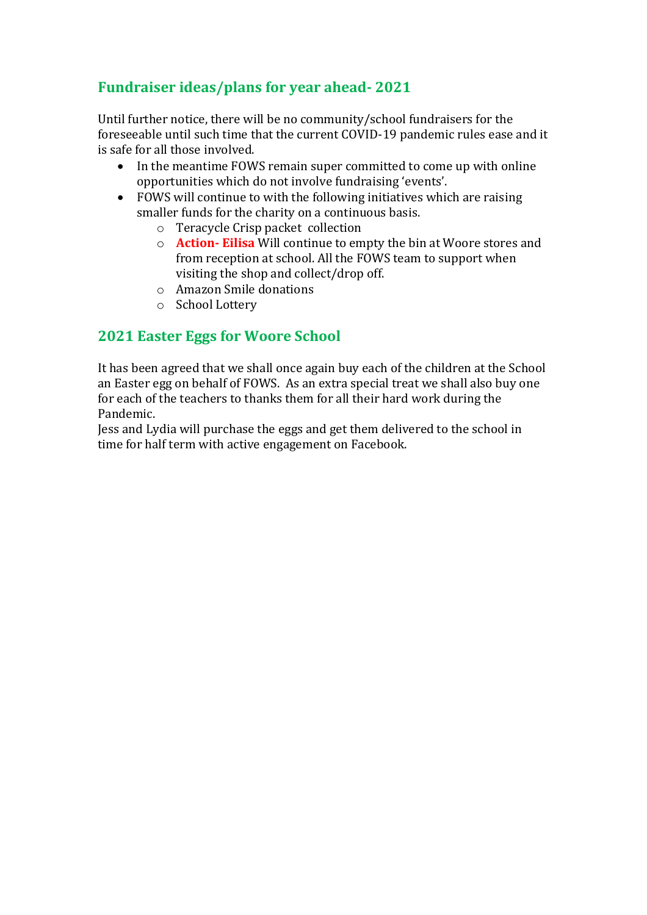## Fundraiser ideas/plans for year ahead- 2021

Until further notice, there will be no community/school fundraisers for the foreseeable until such time that the current COVID-19 pandemic rules ease and it is safe for all those involved.

- In the meantime FOWS remain super committed to come up with online opportunities which do not involve fundraising 'events'.
- FOWS will continue to with the following initiatives which are raising smaller funds for the charity on a continuous basis.
  - Teracycle Crisp packet collection
  - **Action- Eilisa** Will continue to empty the bin at Woore stores and from reception at school. All the FOWS team to support when visiting the shop and collect/drop off.
  - Amazon Smile donations
  - School Lottery

## 2021 Easter Eggs for Woore School

It has been agreed that we shall once again buy each of the children at the School an Easter egg on behalf of FOWS. As an extra special treat we shall also buy one for each of the teachers to thanks them for all their hard work during the Pandemic.

Jess and Lydia will purchase the eggs and get them delivered to the school in time for half term with active engagement on Facebook.